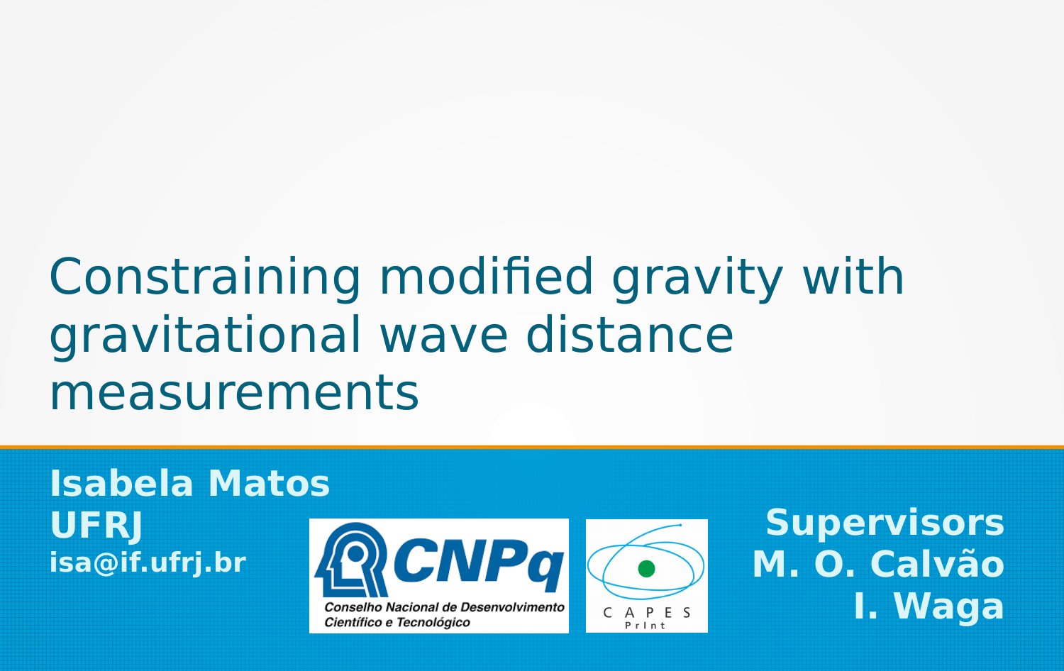# Constraining modified gravity with gravitational wave distance measurements

**Isabela Matos**
**UFRJ**
**isa@if.ufrj.br**

CNPq
Conselho Nacional de Desenvolvimento Científico e Tecnológico

CAPES PrInt

**Supervisors**
**M. O. Calvão**
**I. Waga**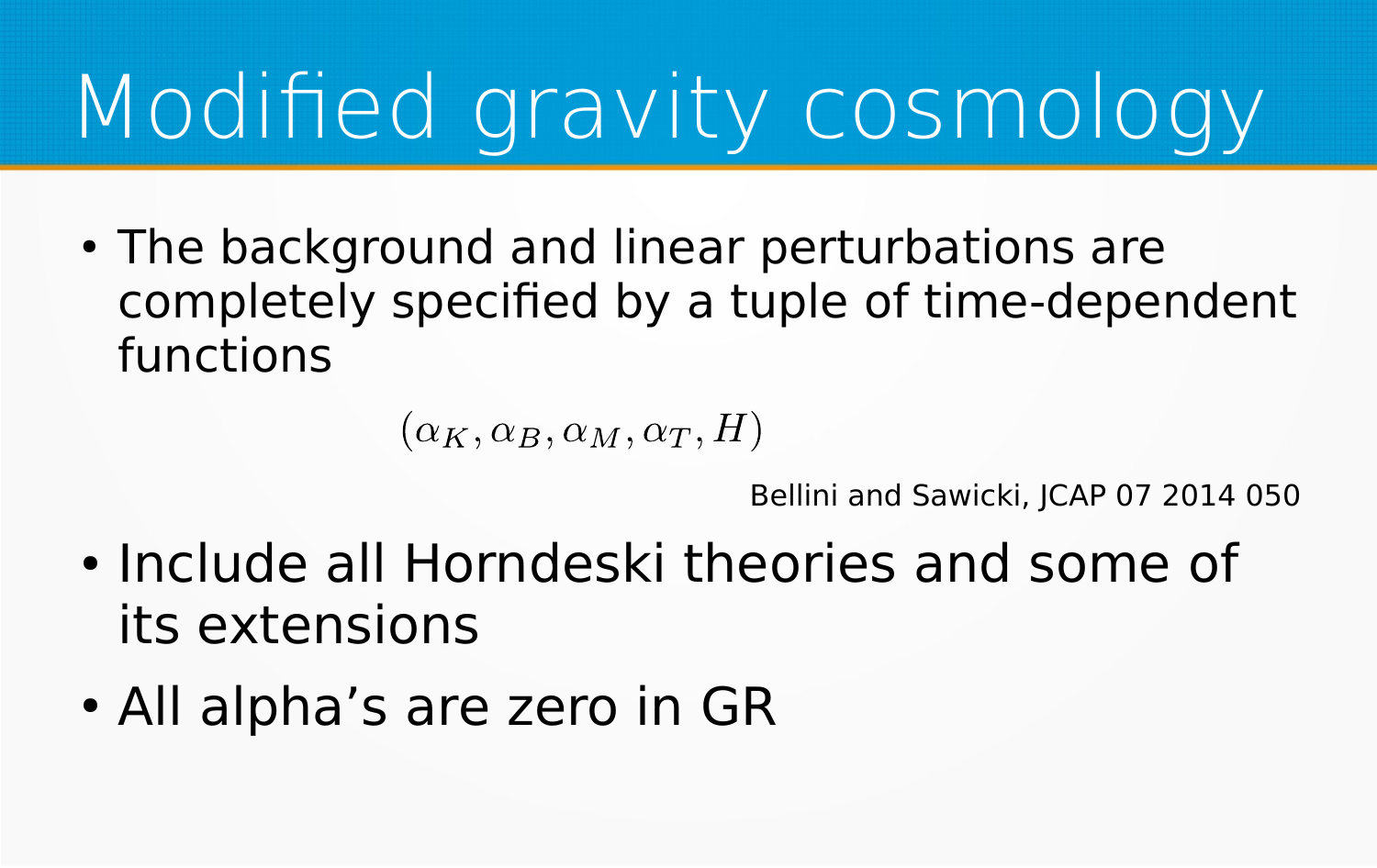# Modified gravity cosmology

- The background and linear perturbations are completely specified by a tuple of time-dependent functions

$$(\alpha_K, \alpha_B, \alpha_M, \alpha_T, H)$$

Bellini and Sawicki, JCAP 07 2014 050

- Include all Horndeski theories and some of its extensions
- All alpha's are zero in GR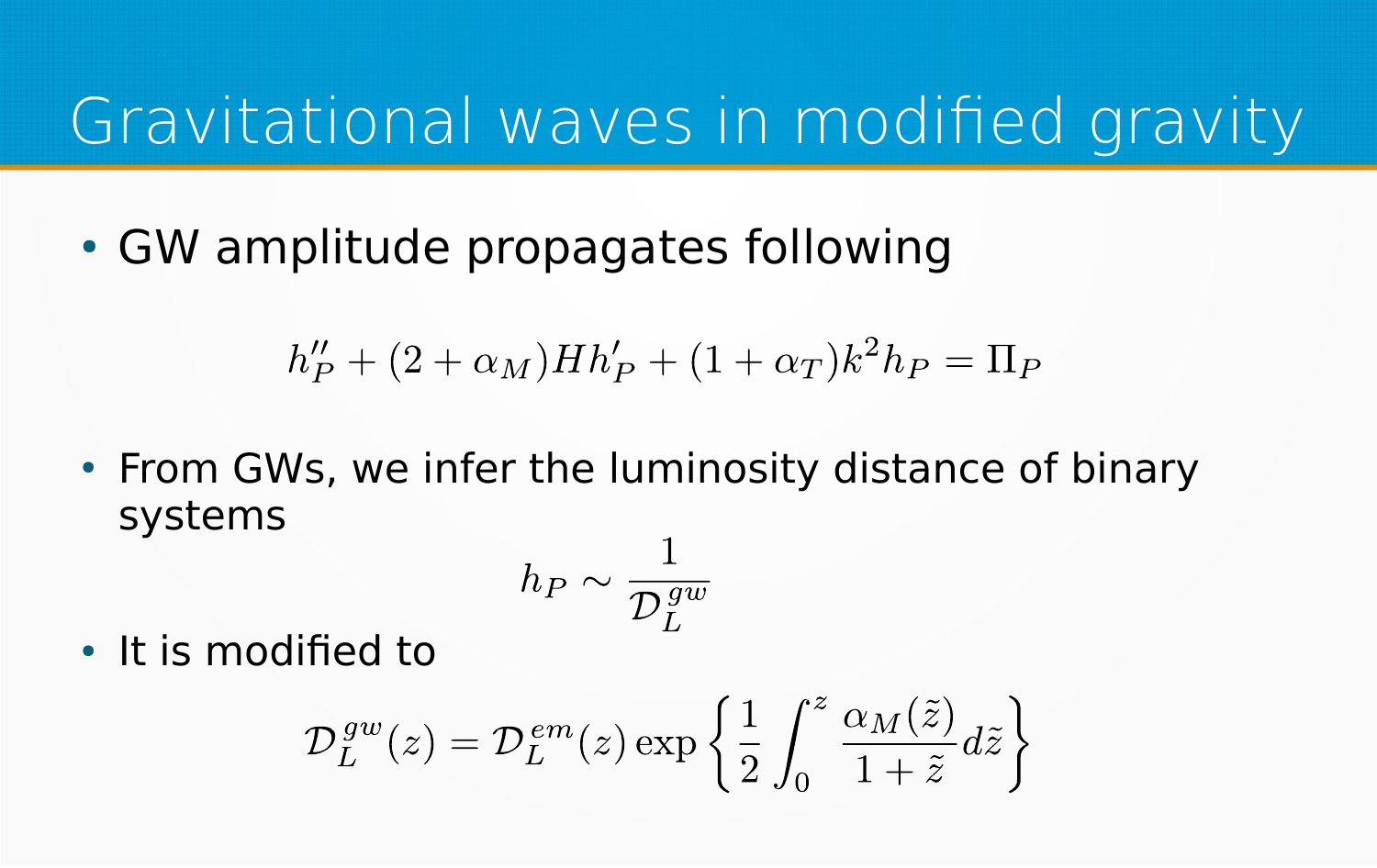# Gravitational waves in modified gravity

- GW amplitude propagates following

$$h_P'' + (2 + \alpha_M) H h_P' + (1 + \alpha_T) k^2 h_P = \Pi_P$$

- From GWs, we infer the luminosity distance of binary systems

$$h_P \sim \frac{1}{\mathcal{D}_L^{gw}}$$

- It is modified to

$$\mathcal{D}_L^{gw}(z) = \mathcal{D}_L^{em}(z) \exp\left\{ \frac{1}{2} \int_0^z \frac{\alpha_M(\tilde{z})}{1 + \tilde{z}} d\tilde{z} \right\}$$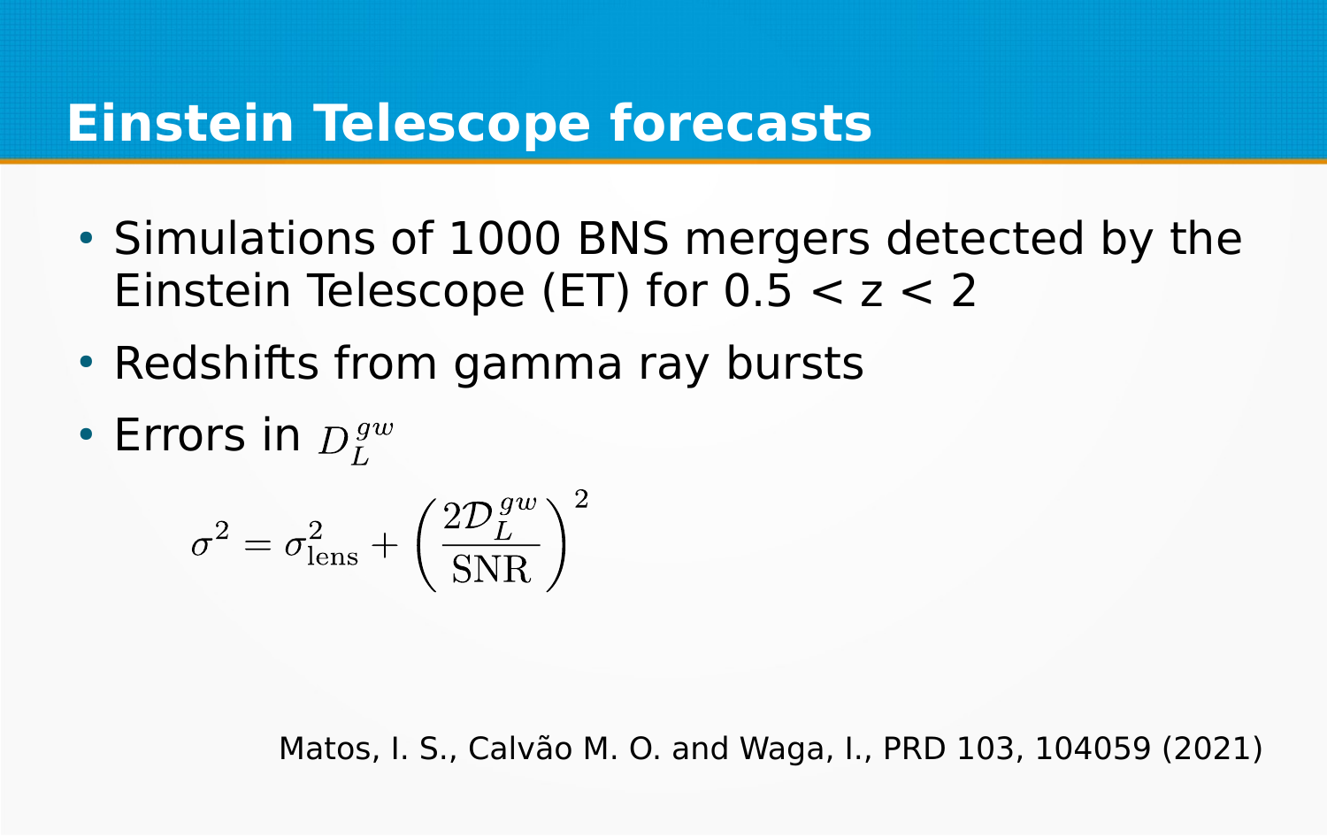# Einstein Telescope forecasts

- Simulations of 1000 BNS mergers detected by the Einstein Telescope (ET) for 0.5 < z < 2
- Redshifts from gamma ray bursts
- Errors in $D_L^{gw}$

$$\sigma^2 = \sigma_{\text{lens}}^2 + \left( \frac{2\mathcal{D}_L^{gw}}{\text{SNR}} \right)^2$$

Matos, I. S., Calvão M. O. and Waga, I., PRD 103, 104059 (2021)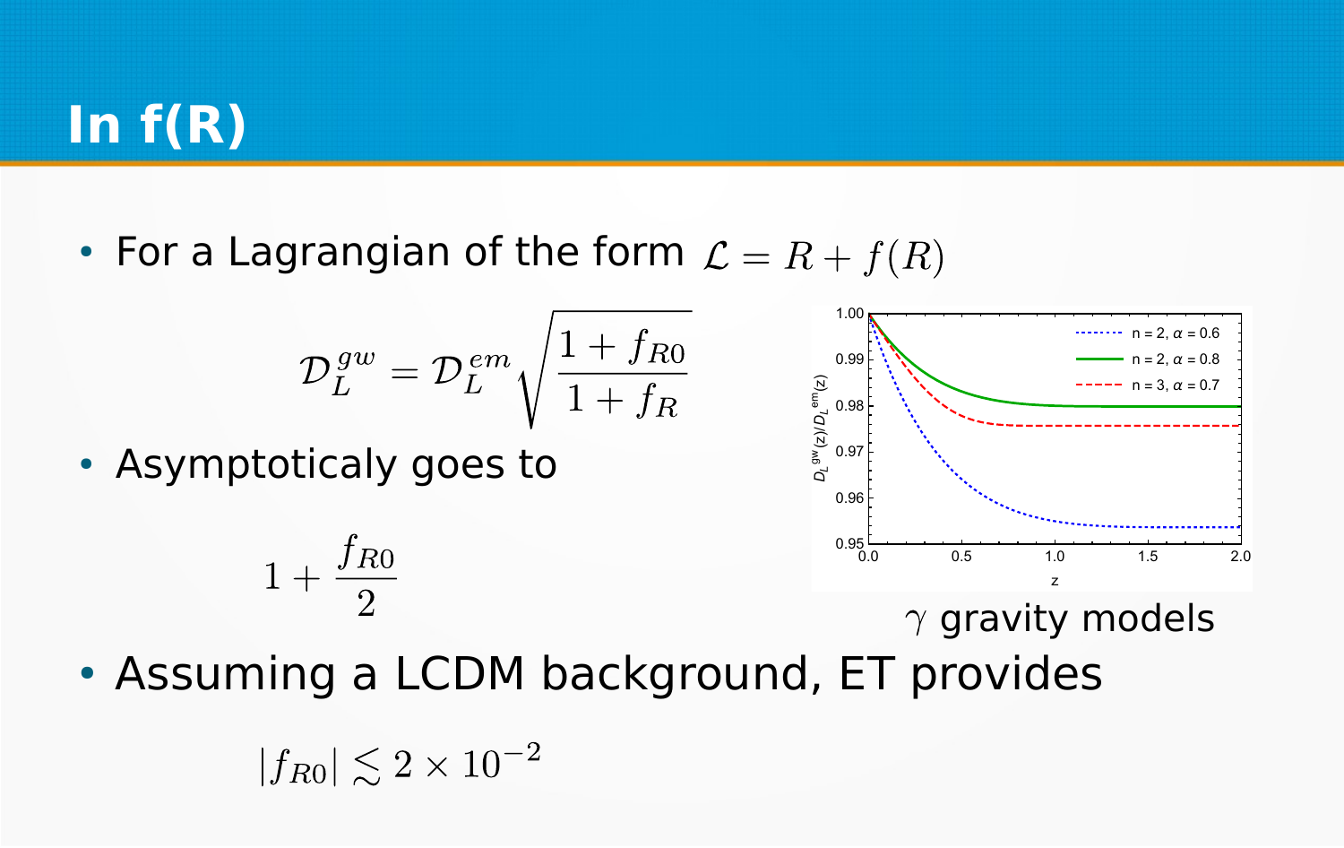# In f(R)

- For a Lagrangian of the form $\mathcal{L} = R + f(R)$

$$\mathcal{D}_L^{gw} = \mathcal{D}_L^{em}\sqrt{\frac{1+f_{R0}}{1+f_R}}$$

- Asymptoticaly goes to

$$1 + \frac{f_{R0}}{2}$$

1.00
0.99
0.98
0.97
0.96
0.95
0.0
0.5
1.0
1.5
2.0
z
$D_L^{gw}(z)/D_L^{em}(z)$
n = 2, α = 0.6
n = 2, α = 0.8
n = 3, α = 0.7

$\gamma$ gravity models

- Assuming a LCDM background, ET provides

$$|f_{R0}| \lesssim 2 \times 10^{-2}$$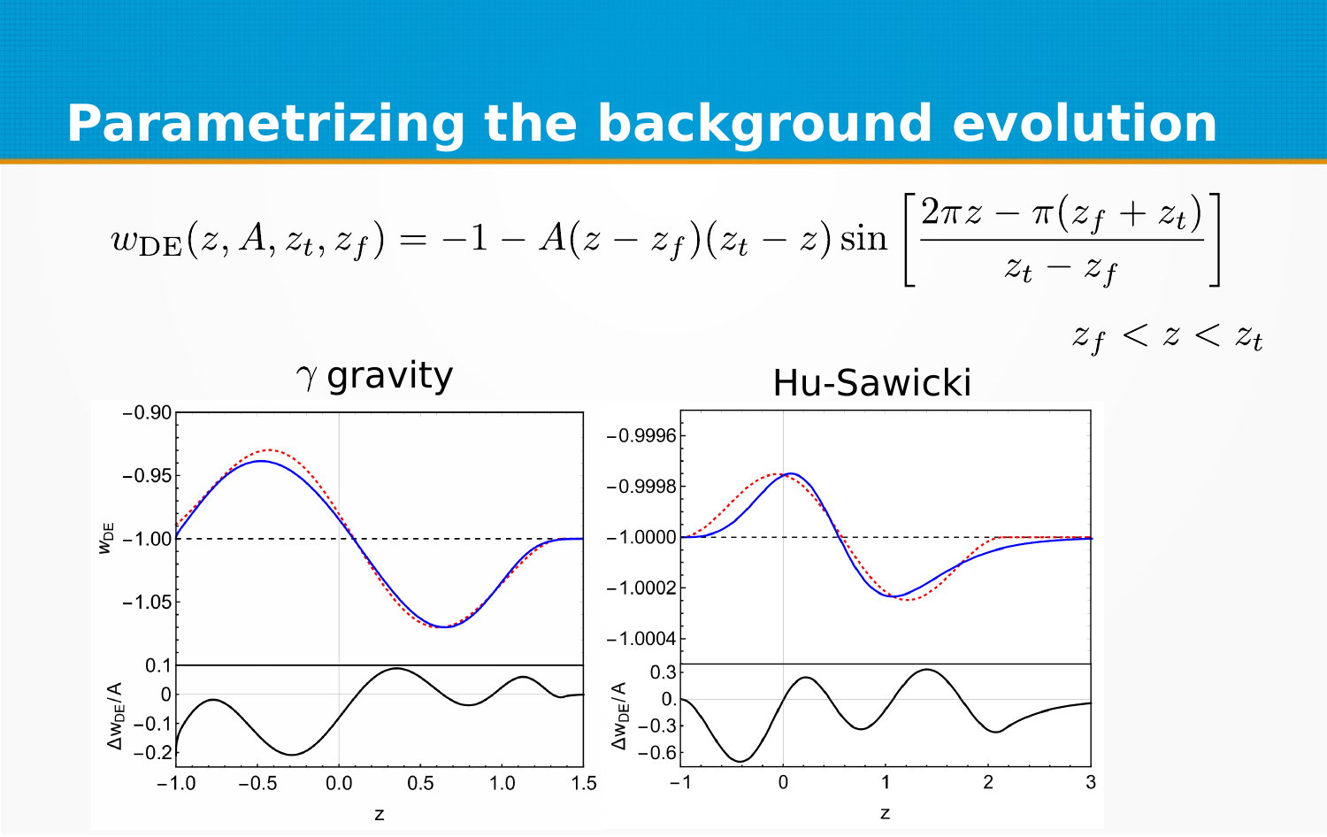# Parametrizing the background evolution

$$w_{\mathrm{DE}}(z, A, z_t, z_f) = -1 - A(z - z_f)(z_t - z)\sin\left[\frac{2\pi z - \pi(z_f + z_t)}{z_t - z_f}\right]$$

$$z_f < z < z_t$$

$\gamma$ gravity

$w_{\mathrm{DE}}$

−0.90
−0.95
−1.00
−1.05

$\Delta w_{\mathrm{DE}}/A$

0.1
0
−0.1
−0.2

−1.0 −0.5 0.0 0.5 1.0 1.5

z

Hu-Sawicki

−0.9996
−0.9998
−1.0000
−1.0002
−1.0004

$\Delta w_{\mathrm{DE}}/A$

0.3
0.
−0.3
−0.6

−1 0 1 2 3

z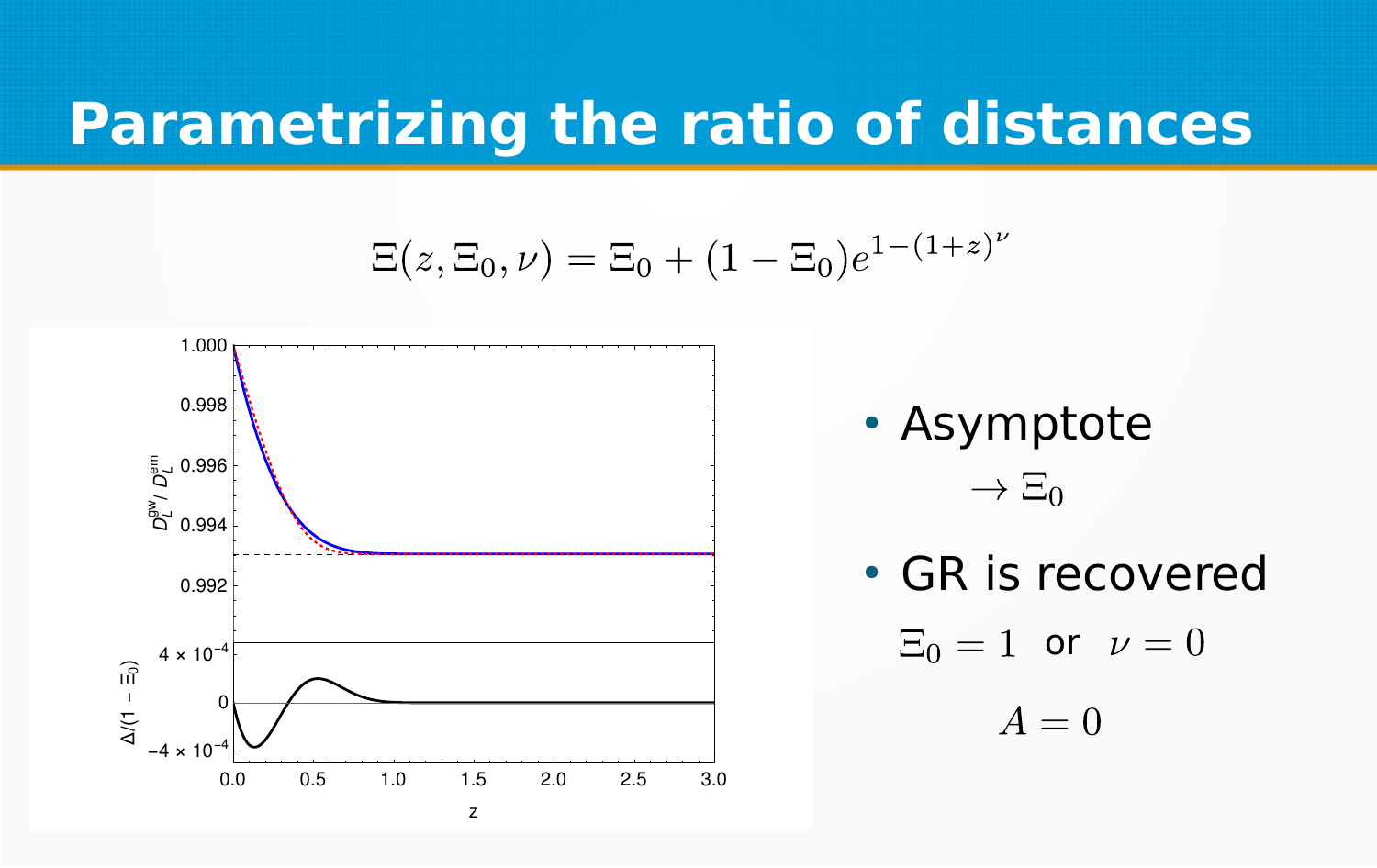# Parametrizing the ratio of distances

$$\Xi(z, \Xi_0, \nu) = \Xi_0 + (1 - \Xi_0)e^{1-(1+z)^\nu}$$

1.000
0.998
0.996
0.994
0.992
$D_L^{gw} / D_L^{em}$
$4 \times 10^{-4}$
0
$-4 \times 10^{-4}$
$\Delta/(1 - \Xi_0)$
0.0
0.5
1.0
1.5
2.0
2.5
3.0
z

- Asymptote

  $\rightarrow \Xi_0$

- GR is recovered

  $\Xi_0 = 1$ or $\nu = 0$

  $A = 0$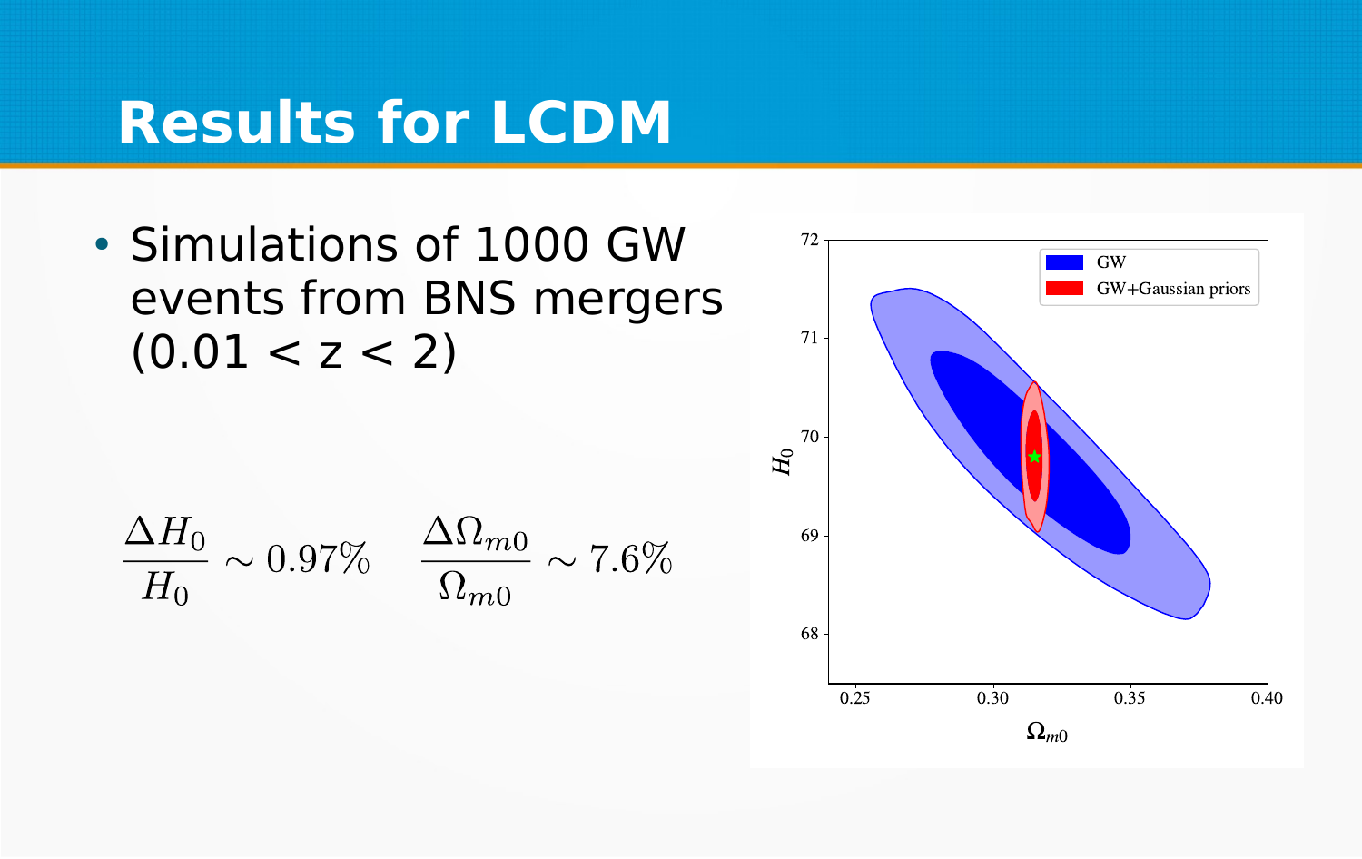# Results for LCDM

- Simulations of 1000 GW events from BNS mergers (0.01 < z < 2)

$$\frac{\Delta H_0}{H_0} \sim 0.97\% \quad \frac{\Delta \Omega_{m0}}{\Omega_{m0}} \sim 7.6\%$$

GW

GW+Gaussian priors

$H_0$

72

71

70

69

68

$\Omega_{m0}$

0.25

0.30

0.35

0.40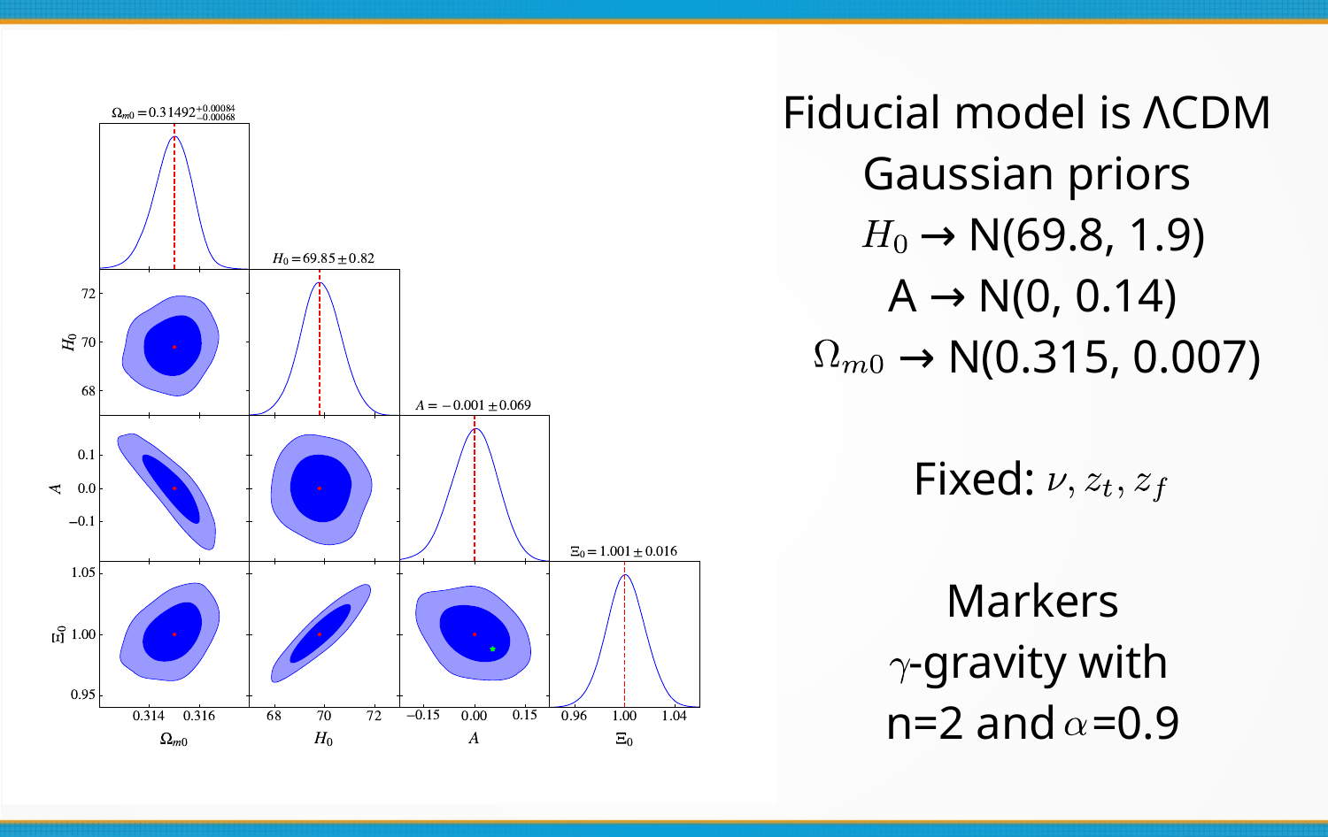$\Omega_{m0} = 0.31492^{+0.00084}_{-0.00068}$

$H_0 = 69.85 \pm 0.82$

$A = -0.001 \pm 0.069$

$\Xi_0 = 1.001 \pm 0.016$

$H_0$

72

70

68

$A$

0.1

0.0

−0.1

$\Xi_0$

1.05

1.00

0.95

0.314 0.316

$\Omega_{m0}$

68 70 72

$H_0$

−0.15 0.00 0.15

$A$

0.96 1.00 1.04

$\Xi_0$

Fiducial model is ΛCDM

Gaussian priors

$H_0$ → N(69.8, 1.9)

A → N(0, 0.14)

$\Omega_{m0}$ → N(0.315, 0.007)

Fixed: $\nu, z_t, z_f$

Markers

$\gamma$-gravity with

n=2 and $\alpha$=0.9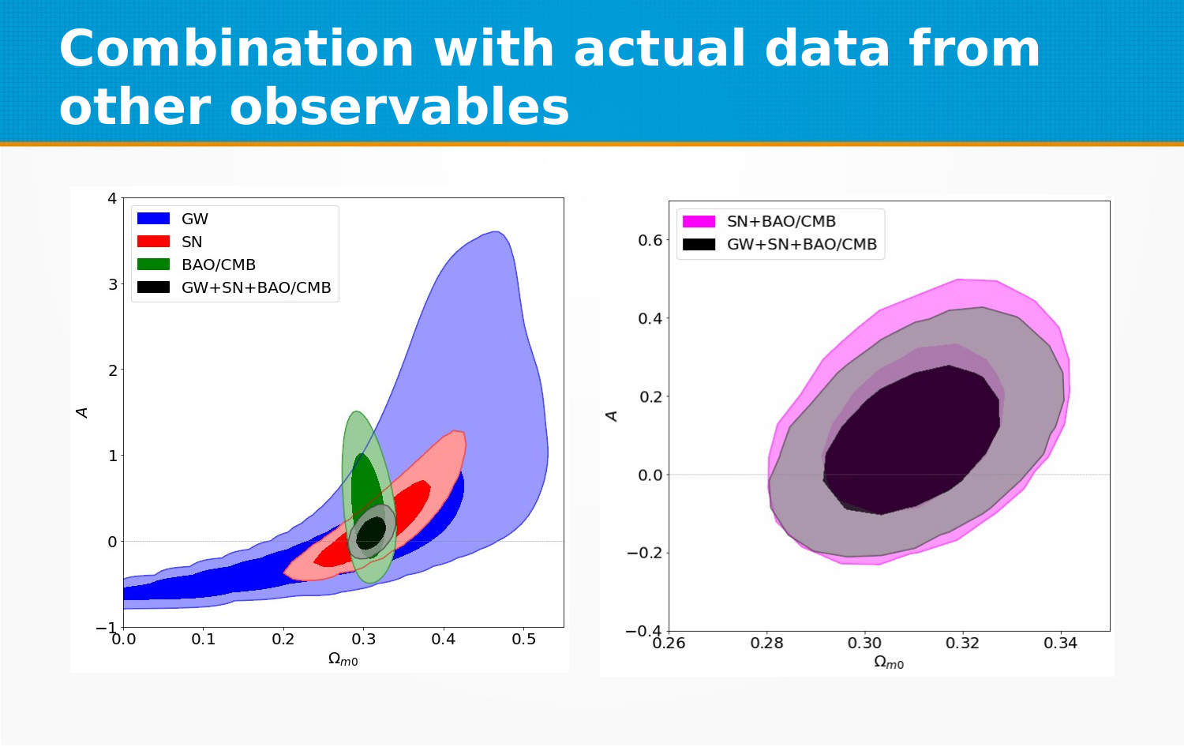# Combination with actual data from other observables

GW
SN
BAO/CMB
GW+SN+BAO/CMB

$A$

$\Omega_{m0}$

4
3
2
1
0
−1

0.0
0.1
0.2
0.3
0.4
0.5

SN+BAO/CMB
GW+SN+BAO/CMB

$A$

$\Omega_{m0}$

0.6
0.4
0.2
0.0
−0.2
−0.4

0.26
0.28
0.30
0.32
0.34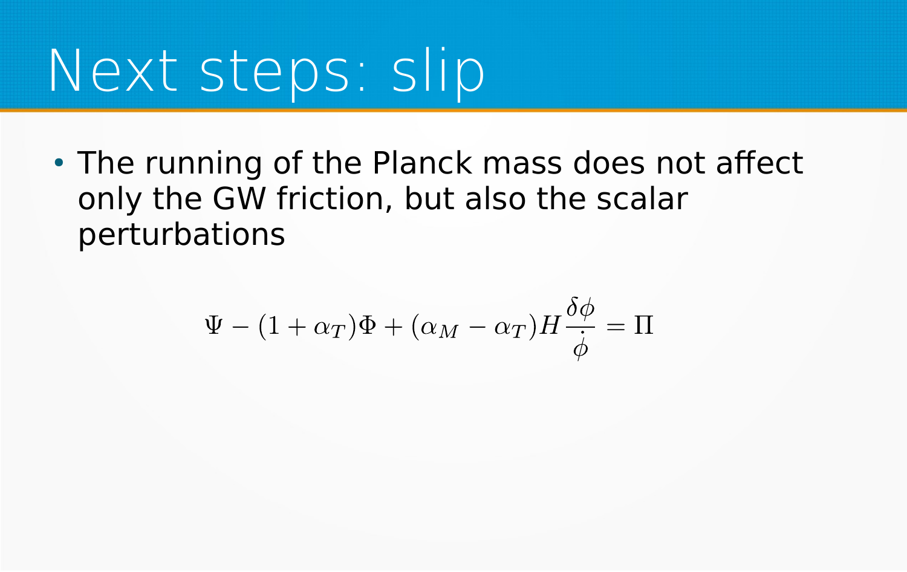# Next steps: slip

- The running of the Planck mass does not affect only the GW friction, but also the scalar perturbations

$$\Psi - (1+\alpha_T)\Phi + (\alpha_M - \alpha_T)H\frac{\delta\phi}{\dot{\phi}} = \Pi$$